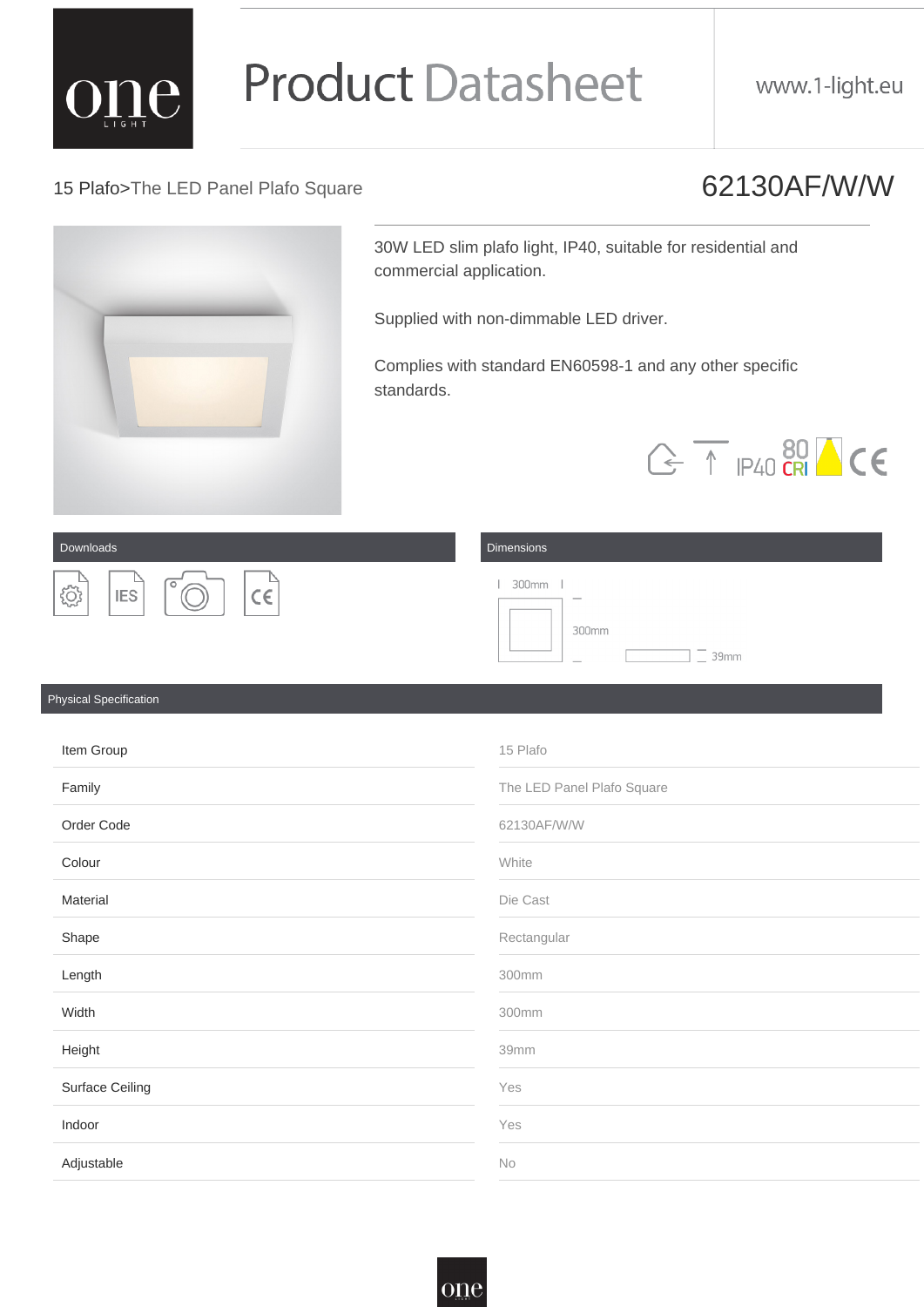# Product Datasheet

www.1-light.eu

15 Plafo>The LED Panel Plafo Square

## 62130AF/W/W

30W LED slim plafo light, IP40, suitable for residential and commercial application.

Supplied with non-dimmable LED driver.

Complies with standard EN60598-1 and any other specific standards.

IP40 80 CRI

## Downloads

IES

## Dimensions

300mm

300mm

39mm

## Physical Specification

| | |
|---|---|
| Item Group | 15 Plafo |
| Family | The LED Panel Plafo Square |
| Order Code | 62130AF/W/W |
| Colour | White |
| Material | Die Cast |
| Shape | Rectangular |
| Length | 300mm |
| Width | 300mm |
| Height | 39mm |
| Surface Ceiling | Yes |
| Indoor | Yes |
| Adjustable | No |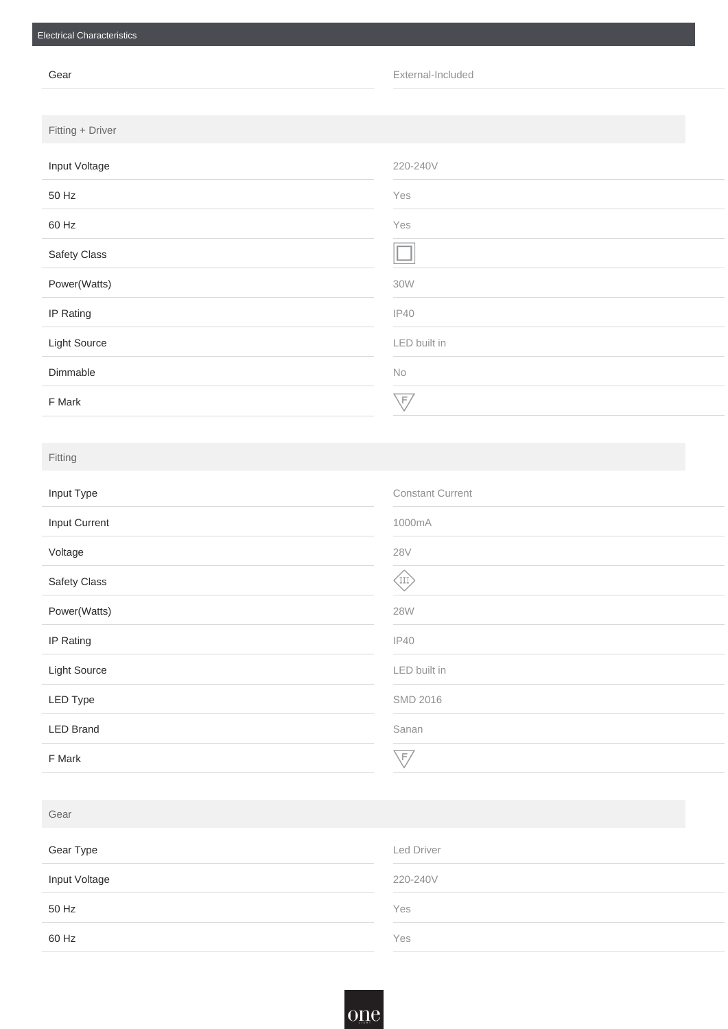## Electrical Characteristics

| | |
|---|---|
| Gear | External-Included |

### Fitting + Driver

| | |
|---|---|
| Input Voltage | 220-240V |
| 50 Hz | Yes |
| 60 Hz | Yes |
| Safety Class | ▢ |
| Power(Watts) | 30W |
| IP Rating | IP40 |
| Light Source | LED built in |
| Dimmable | No |
| F Mark | F |

### Fitting

| | |
|---|---|
| Input Type | Constant Current |
| Input Current | 1000mA |
| Voltage | 28V |
| Safety Class | III |
| Power(Watts) | 28W |
| IP Rating | IP40 |
| Light Source | LED built in |
| LED Type | SMD 2016 |
| LED Brand | Sanan |
| F Mark | F |

### Gear

| | |
|---|---|
| Gear Type | Led Driver |
| Input Voltage | 220-240V |
| 50 Hz | Yes |
| 60 Hz | Yes |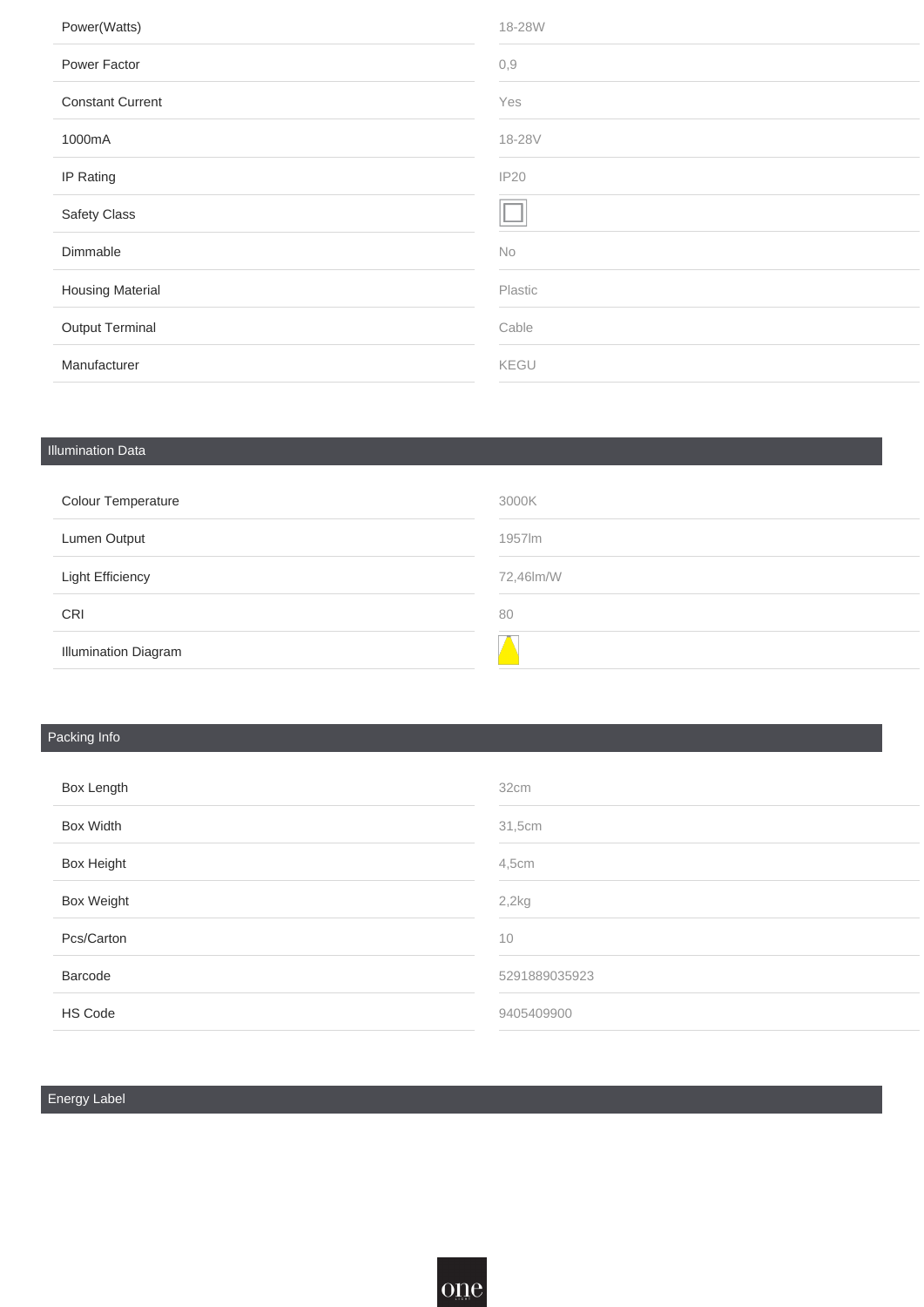| | |
|---|---|
| Power(Watts) | 18-28W |
| Power Factor | 0,9 |
| Constant Current | Yes |
| 1000mA | 18-28V |
| IP Rating | IP20 |
| Safety Class | |
| Dimmable | No |
| Housing Material | Plastic |
| Output Terminal | Cable |
| Manufacturer | KEGU |

## Illumination Data

| | |
|---|---|
| Colour Temperature | 3000K |
| Lumen Output | 1957lm |
| Light Efficiency | 72,46lm/W |
| CRI | 80 |
| Illumination Diagram | |

## Packing Info

| | |
|---|---|
| Box Length | 32cm |
| Box Width | 31,5cm |
| Box Height | 4,5cm |
| Box Weight | 2,2kg |
| Pcs/Carton | 10 |
| Barcode | 5291889035923 |
| HS Code | 9405409900 |

## Energy Label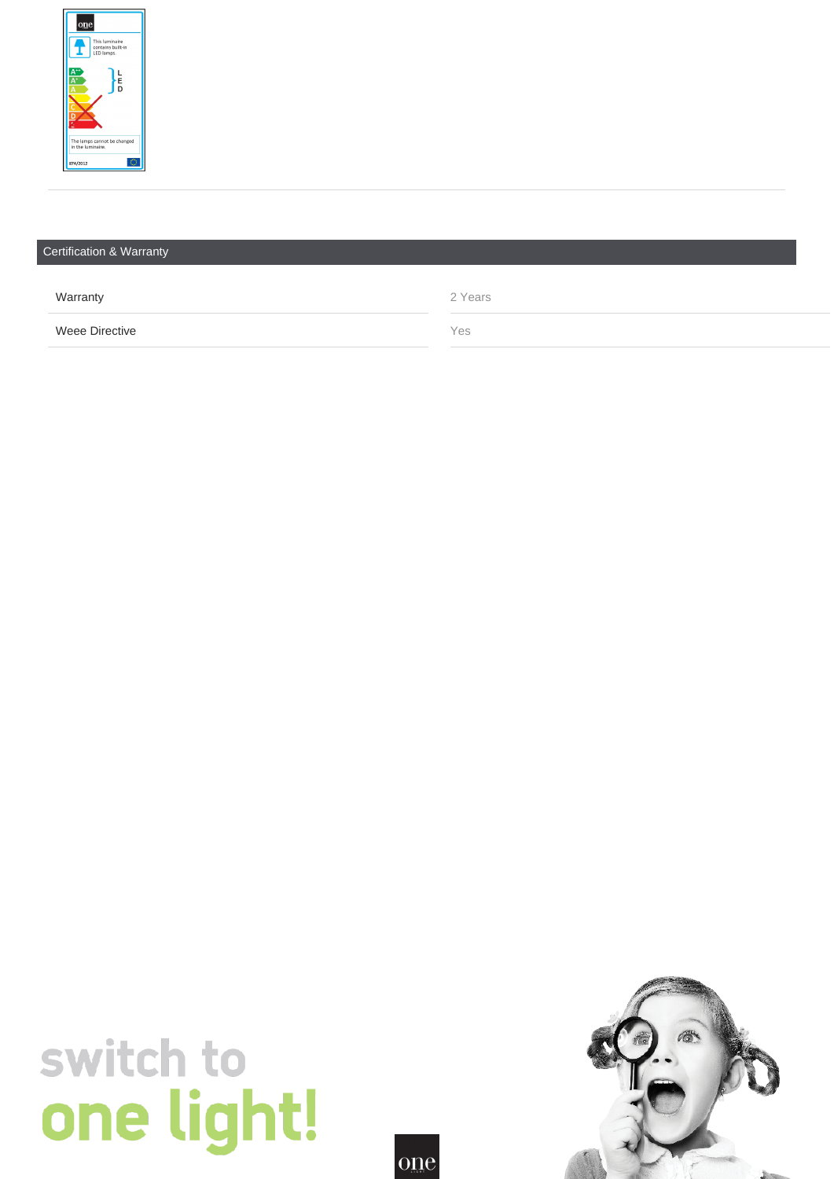## Certification & Warranty

| | |
|---|---|
| Warranty | 2 Years |
| Weee Directive | Yes |

switch to
one light!